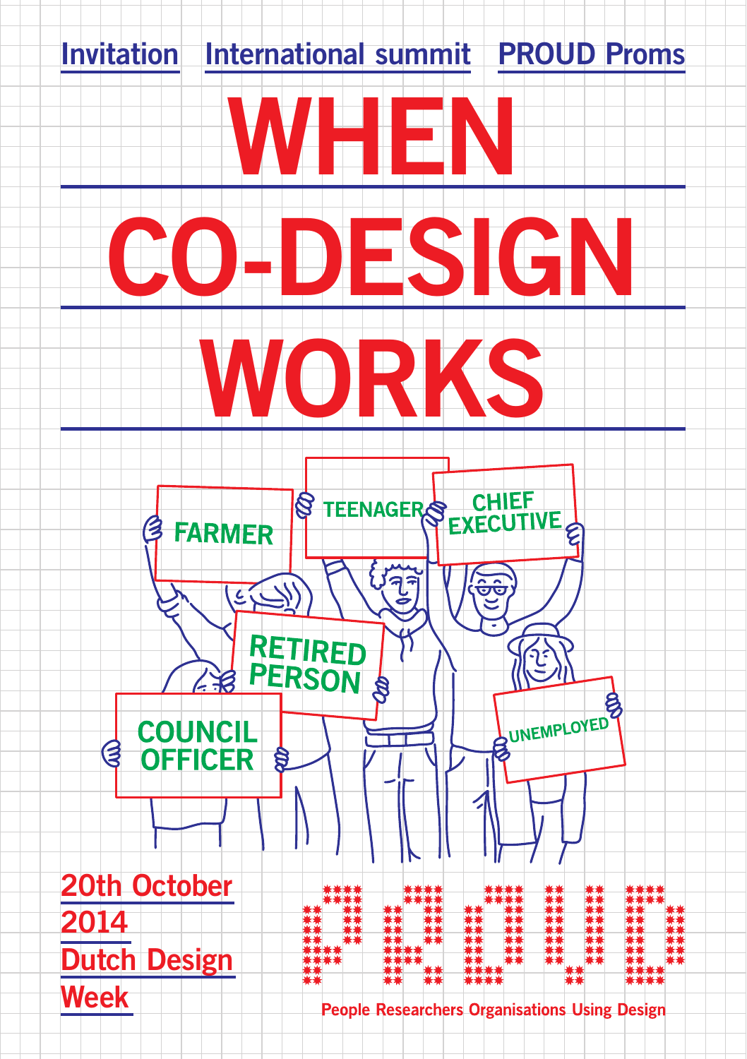Invitation International summit PROUD Proms

# WHEN CO-DESIGN WORKS

FARMER

TEENAGER

CHIEF EXECUTIVE

RETIRED PERSON

COUNCIL OFFICER

UNEMPLOYED

20th October 2014
Dutch Design Week

PROUD

People Researchers Organisations Using Design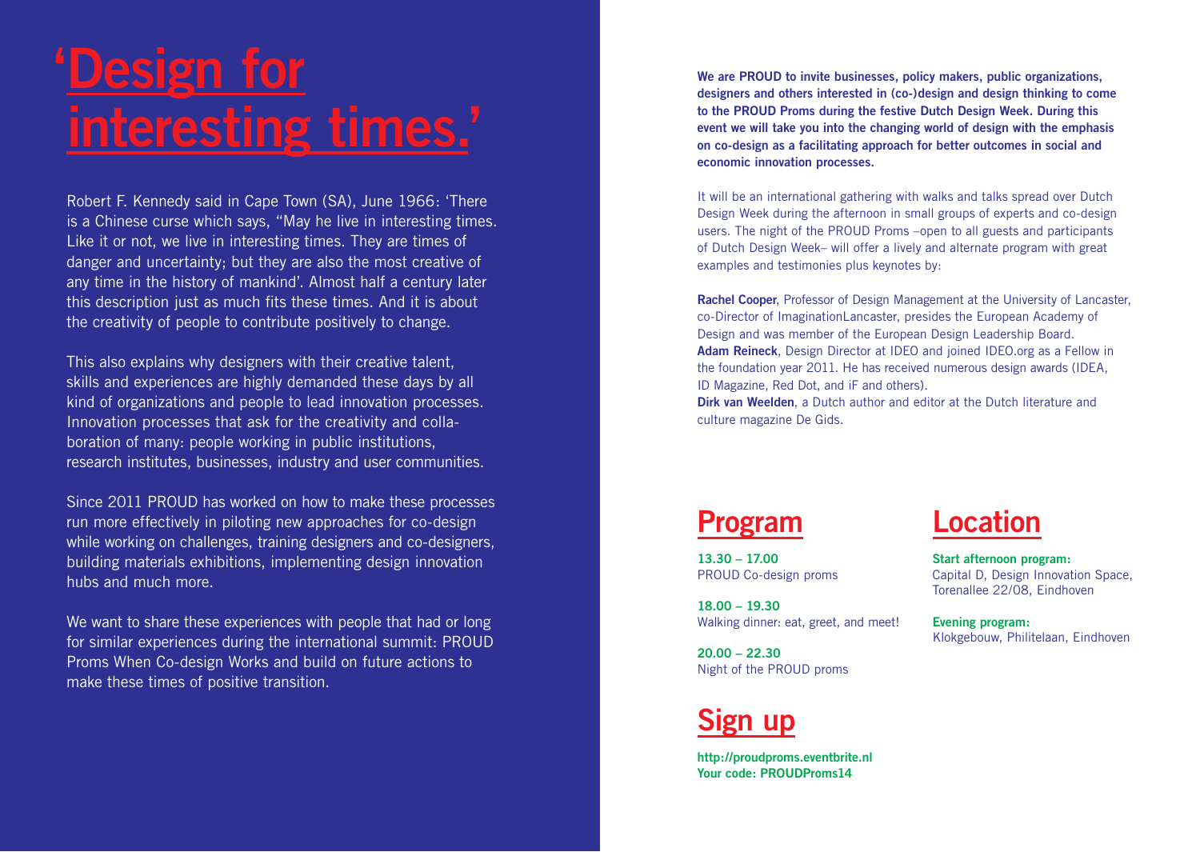# 'Design for interesting times.'

Robert F. Kennedy said in Cape Town (SA), June 1966: 'There is a Chinese curse which says, "May he live in interesting times. Like it or not, we live in interesting times. They are times of danger and uncertainty; but they are also the most creative of any time in the history of mankind'. Almost half a century later this description just as much fits these times. And it is about the creativity of people to contribute positively to change.

This also explains why designers with their creative talent, skills and experiences are highly demanded these days by all kind of organizations and people to lead innovation processes. Innovation processes that ask for the creativity and collaboration of many: people working in public institutions, research institutes, businesses, industry and user communities.

Since 2011 PROUD has worked on how to make these processes run more effectively in piloting new approaches for co-design while working on challenges, training designers and co-designers, building materials exhibitions, implementing design innovation hubs and much more.

We want to share these experiences with people that had or long for similar experiences during the international summit: PROUD Proms When Co-design Works and build on future actions to make these times of positive transition.

**We are PROUD to invite businesses, policy makers, public organizations, designers and others interested in (co-)design and design thinking to come to the PROUD Proms during the festive Dutch Design Week. During this event we will take you into the changing world of design with the emphasis on co-design as a facilitating approach for better outcomes in social and economic innovation processes.**

It will be an international gathering with walks and talks spread over Dutch Design Week during the afternoon in small groups of experts and co-design users. The night of the PROUD Proms –open to all guests and participants of Dutch Design Week– will offer a lively and alternate program with great examples and testimonies plus keynotes by:

**Rachel Cooper**, Professor of Design Management at the University of Lancaster, co-Director of ImaginationLancaster, presides the European Academy of Design and was member of the European Design Leadership Board.
**Adam Reineck**, Design Director at IDEO and joined IDEO.org as a Fellow in the foundation year 2011. He has received numerous design awards (IDEA, ID Magazine, Red Dot, and iF and others).
**Dirk van Weelden**, a Dutch author and editor at the Dutch literature and culture magazine De Gids.

## Program

**13.30 – 17.00**
PROUD Co-design proms

**18.00 – 19.30**
Walking dinner: eat, greet, and meet!

**20.00 – 22.30**
Night of the PROUD proms

## Sign up

**http://proudproms.eventbrite.nl**
**Your code: PROUDProms14**

## Location

**Start afternoon program:**
Capital D, Design Innovation Space, Torenallee 22/08, Eindhoven

**Evening program:**
Klokgebouw, Philitelaan, Eindhoven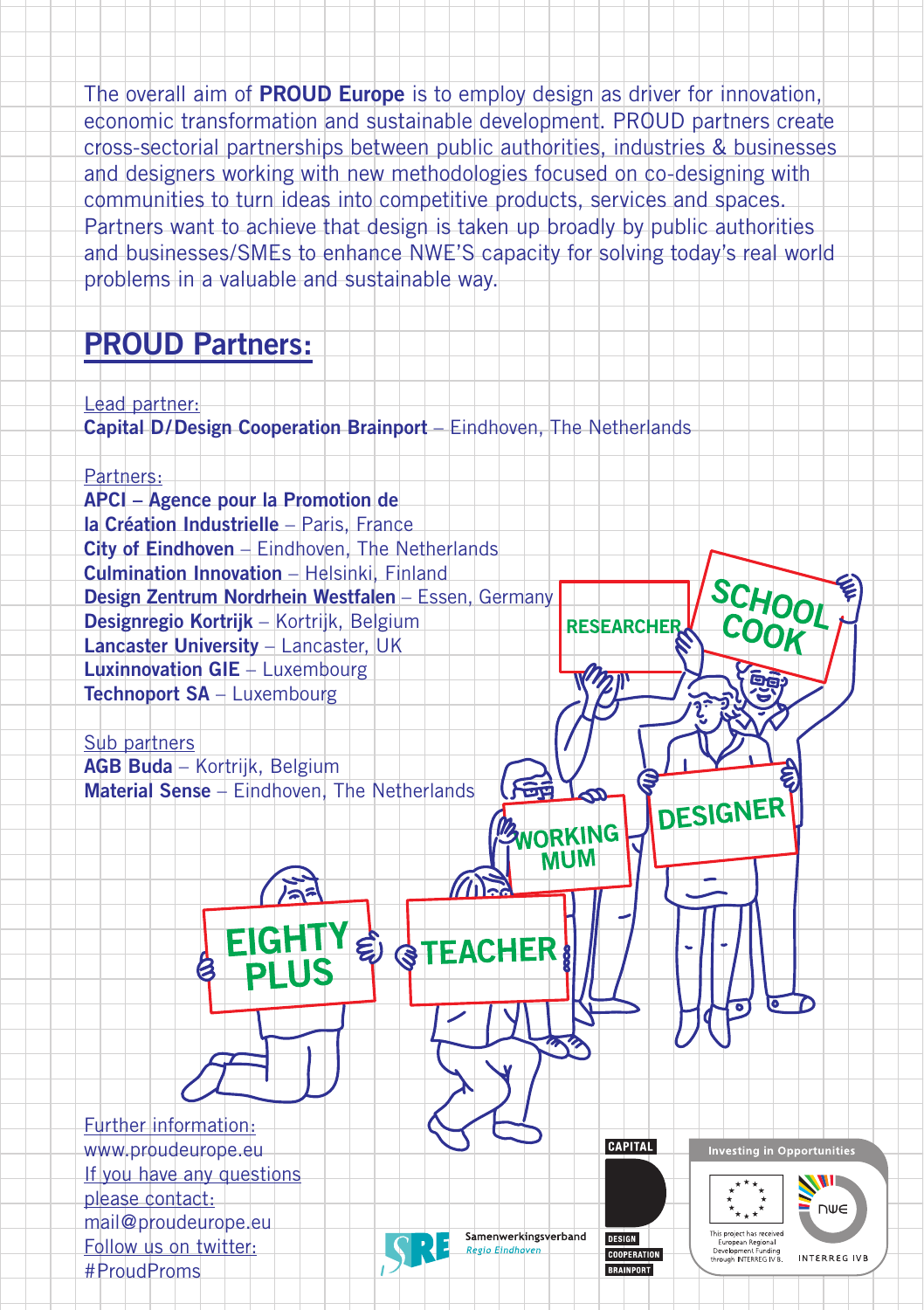The overall aim of **PROUD Europe** is to employ design as driver for innovation, economic transformation and sustainable development. PROUD partners create cross-sectorial partnerships between public authorities, industries & businesses and designers working with new methodologies focused on co-designing with communities to turn ideas into competitive products, services and spaces. Partners want to achieve that design is taken up broadly by public authorities and businesses/SMEs to enhance NWE'S capacity for solving today's real world problems in a valuable and sustainable way.

## PROUD Partners:

Lead partner:
**Capital D/Design Cooperation Brainport** – Eindhoven, The Netherlands

Partners:
**APCI – Agence pour la Promotion de la Création Industrielle** – Paris, France
**City of Eindhoven** – Eindhoven, The Netherlands
**Culmination Innovation** – Helsinki, Finland
**Design Zentrum Nordrhein Westfalen** – Essen, Germany
**Designregio Kortrijk** – Kortrijk, Belgium
**Lancaster University** – Lancaster, UK
**Luxinnovation GIE** – Luxembourg
**Technoport SA** – Luxembourg

Sub partners
**AGB Buda** – Kortrijk, Belgium
**Material Sense** – Eindhoven, The Netherlands

RESEARCHER
SCHOOL COOK
WORKING MUM
DESIGNER
EIGHTY PLUS
TEACHER

Further information:
www.proudeurope.eu
If you have any questions please contact:
mail@proudeurope.eu
Follow us on twitter:
#ProudProms

Samenwerkingsverband Regio Eindhoven

CAPITAL D DESIGN COOPERATION BRAINPORT

Investing in Opportunities
This project has received European Regional Development Funding through INTERREG IV B.
nwe INTERREG IVB